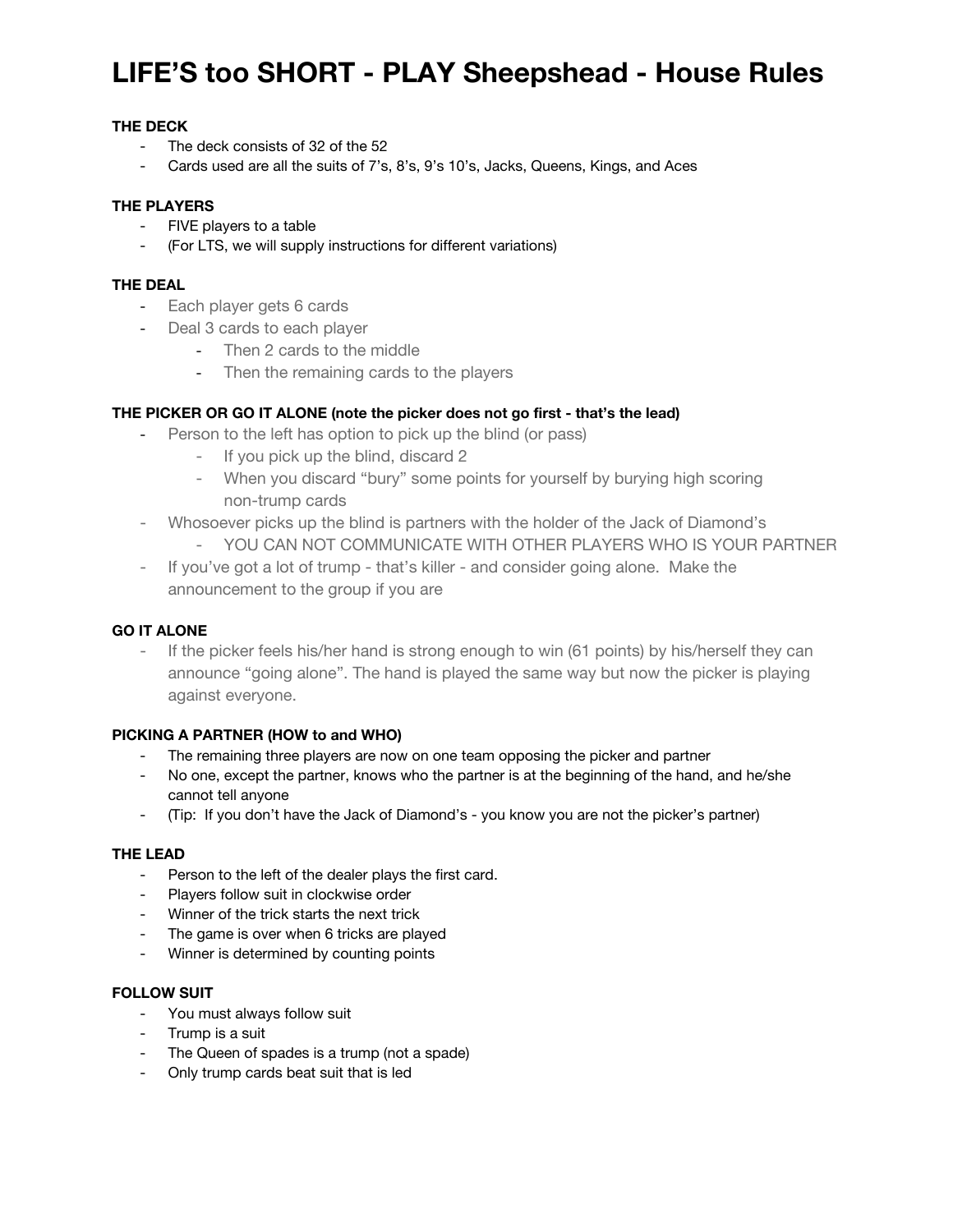# LIFE'S too SHORT - PLAY Sheepshead - House Rules

**THE DECK**

- The deck consists of 32 of the 52
- Cards used are all the suits of 7's, 8's, 9's 10's, Jacks, Queens, Kings, and Aces

**THE PLAYERS**

- FIVE players to a table
- (For LTS, we will supply instructions for different variations)

**THE DEAL**

- Each player gets 6 cards
- Deal 3 cards to each player
  - Then 2 cards to the middle
  - Then the remaining cards to the players

**THE PICKER OR GO IT ALONE (note the picker does not go first - that's the lead)**

- Person to the left has option to pick up the blind (or pass)
  - If you pick up the blind, discard 2
  - When you discard "bury" some points for yourself by burying high scoring non-trump cards
- Whosoever picks up the blind is partners with the holder of the Jack of Diamond's
  - YOU CAN NOT COMMUNICATE WITH OTHER PLAYERS WHO IS YOUR PARTNER
- If you've got a lot of trump - that's killer - and consider going alone. Make the announcement to the group if you are

**GO IT ALONE**

- If the picker feels his/her hand is strong enough to win (61 points) by his/herself they can announce "going alone". The hand is played the same way but now the picker is playing against everyone.

**PICKING A PARTNER (HOW to and WHO)**

- The remaining three players are now on one team opposing the picker and partner
- No one, except the partner, knows who the partner is at the beginning of the hand, and he/she cannot tell anyone
- (Tip: If you don't have the Jack of Diamond's - you know you are not the picker's partner)

**THE LEAD**

- Person to the left of the dealer plays the first card.
- Players follow suit in clockwise order
- Winner of the trick starts the next trick
- The game is over when 6 tricks are played
- Winner is determined by counting points

**FOLLOW SUIT**

- You must always follow suit
- Trump is a suit
- The Queen of spades is a trump (not a spade)
- Only trump cards beat suit that is led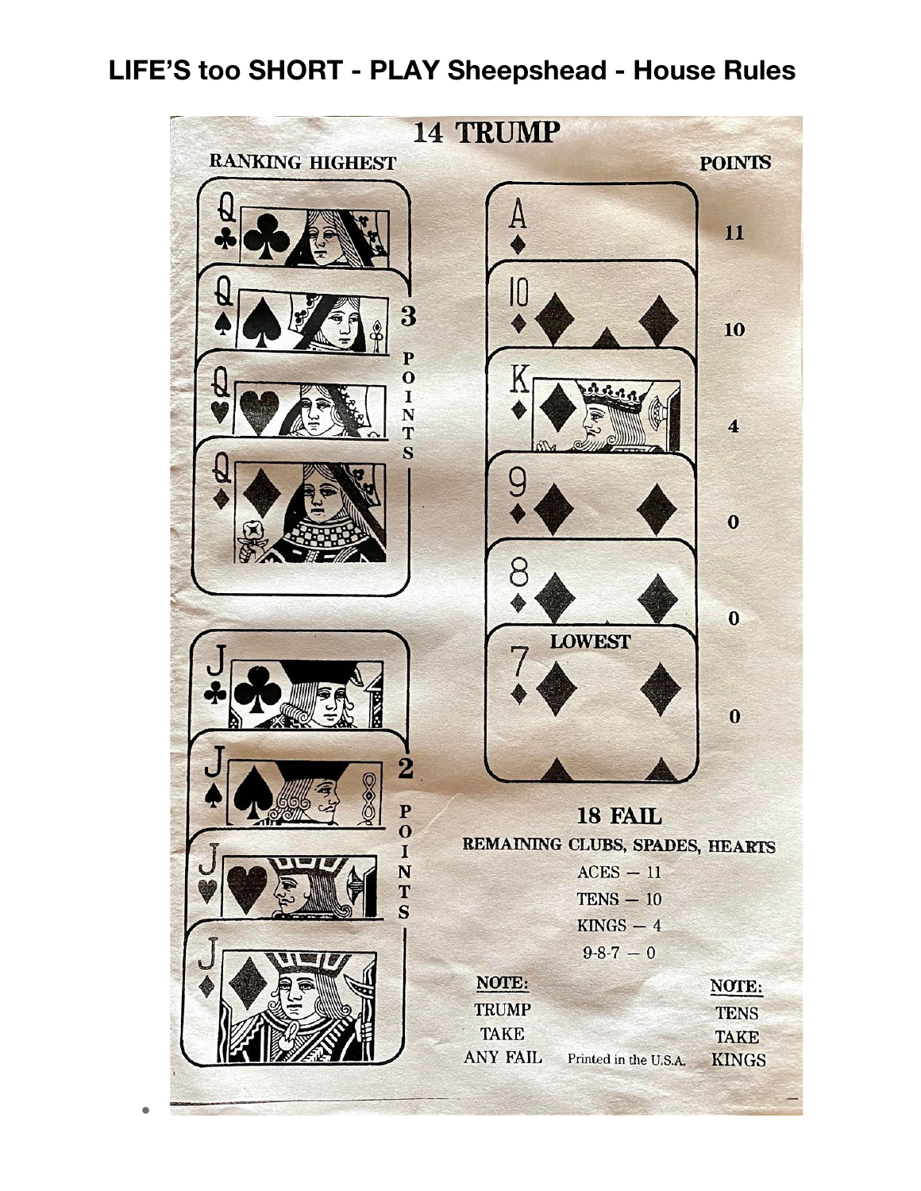# LIFE'S too SHORT - PLAY Sheepshead - House Rules

## 14 TRUMP

RANKING HIGHEST

POINTS

Q♣ Q♠ Q♥ Q♦ — 3 POINTS

J♣ J♠ J♥ J♦ — 2 POINTS

| Card | Points |
|---|---|
| A♦ | 11 |
| 10♦ | 10 |
| K♦ | 4 |
| 9♦ | 0 |
| 8♦ | 0 |
| 7♦ (LOWEST) | 0 |

## 18 FAIL

REMAINING CLUBS, SPADES, HEARTS

ACES — 11

TENS — 10

KINGS — 4

9-8-7 — 0

NOTE:
TRUMP
TAKE
ANY FAIL

NOTE:
TENS
TAKE
KINGS

Printed in the U.S.A.